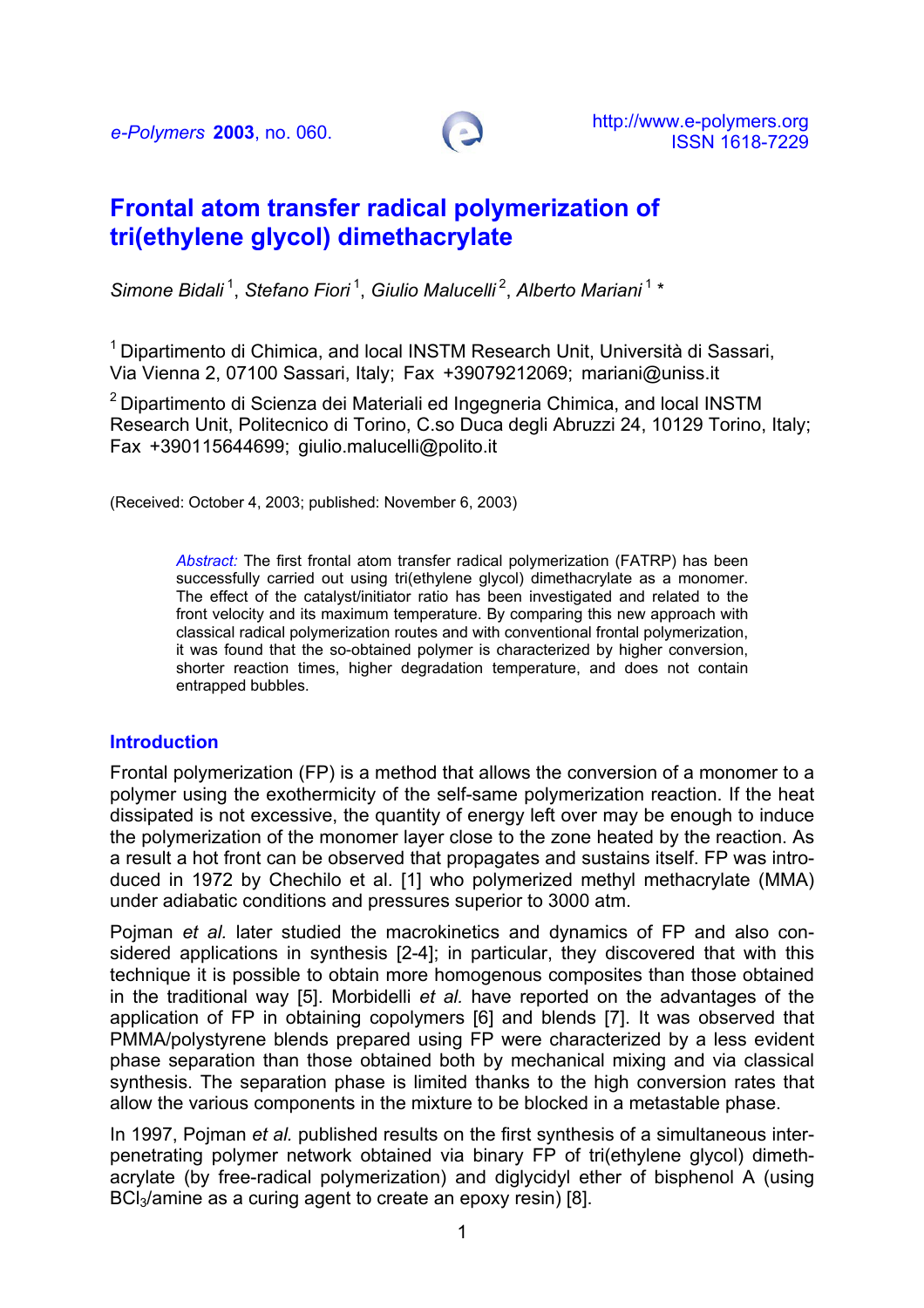*e-Polymers* **2003**, no. 060.

http://www.e-polymers.org
ISSN 1618-7229

# Frontal atom transfer radical polymerization of tri(ethylene glycol) dimethacrylate

*Simone Bidali* [1], *Stefano Fiori* [1], *Giulio Malucelli* [2], *Alberto Mariani* [1] *

[1] Dipartimento di Chimica, and local INSTM Research Unit, Università di Sassari, Via Vienna 2, 07100 Sassari, Italy; Fax +39079212069; mariani@uniss.it

[2] Dipartimento di Scienza dei Materiali ed Ingegneria Chimica, and local INSTM Research Unit, Politecnico di Torino, C.so Duca degli Abruzzi 24, 10129 Torino, Italy; Fax +390115644699; giulio.malucelli@polito.it

(Received: October 4, 2003; published: November 6, 2003)

*Abstract:* The first frontal atom transfer radical polymerization (FATRP) has been successfully carried out using tri(ethylene glycol) dimethacrylate as a monomer. The effect of the catalyst/initiator ratio has been investigated and related to the front velocity and its maximum temperature. By comparing this new approach with classical radical polymerization routes and with conventional frontal polymerization, it was found that the so-obtained polymer is characterized by higher conversion, shorter reaction times, higher degradation temperature, and does not contain entrapped bubbles.

## Introduction

Frontal polymerization (FP) is a method that allows the conversion of a monomer to a polymer using the exothermicity of the self-same polymerization reaction. If the heat dissipated is not excessive, the quantity of energy left over may be enough to induce the polymerization of the monomer layer close to the zone heated by the reaction. As a result a hot front can be observed that propagates and sustains itself. FP was introduced in 1972 by Chechilo et al. [1] who polymerized methyl methacrylate (MMA) under adiabatic conditions and pressures superior to 3000 atm.

Pojman *et al.* later studied the macrokinetics and dynamics of FP and also considered applications in synthesis [2-4]; in particular, they discovered that with this technique it is possible to obtain more homogenous composites than those obtained in the traditional way [5]. Morbidelli *et al.* have reported on the advantages of the application of FP in obtaining copolymers [6] and blends [7]. It was observed that PMMA/polystyrene blends prepared using FP were characterized by a less evident phase separation than those obtained both by mechanical mixing and via classical synthesis. The separation phase is limited thanks to the high conversion rates that allow the various components in the mixture to be blocked in a metastable phase.

In 1997, Pojman *et al.* published results on the first synthesis of a simultaneous interpenetrating polymer network obtained via binary FP of tri(ethylene glycol) dimethacrylate (by free-radical polymerization) and diglycidyl ether of bisphenol A (using $BCl_3$/amine as a curing agent to create an epoxy resin) [8].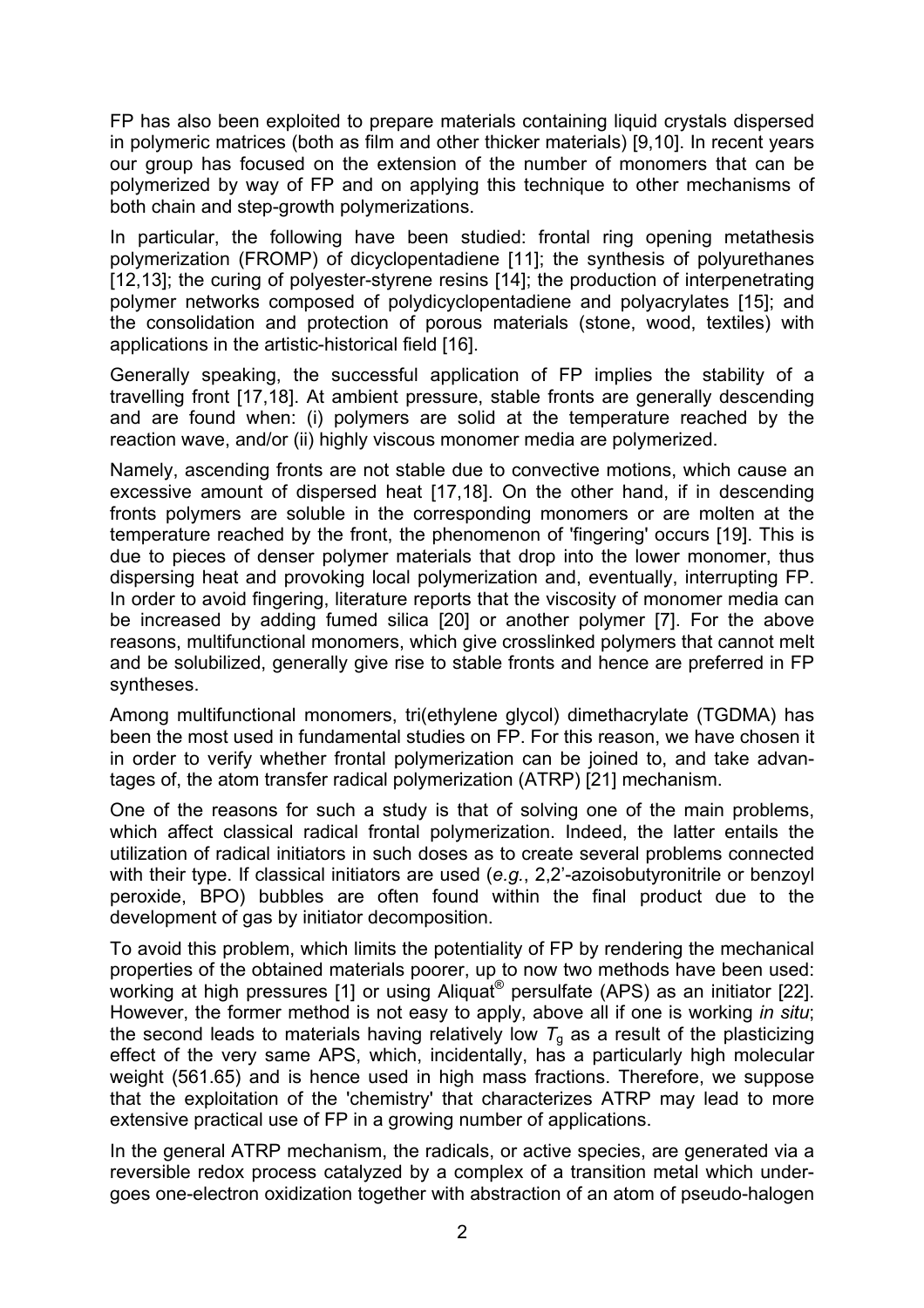FP has also been exploited to prepare materials containing liquid crystals dispersed in polymeric matrices (both as film and other thicker materials) [9,10]. In recent years our group has focused on the extension of the number of monomers that can be polymerized by way of FP and on applying this technique to other mechanisms of both chain and step-growth polymerizations.

In particular, the following have been studied: frontal ring opening metathesis polymerization (FROMP) of dicyclopentadiene [11]; the synthesis of polyurethanes [12,13]; the curing of polyester-styrene resins [14]; the production of interpenetrating polymer networks composed of polydicyclopentadiene and polyacrylates [15]; and the consolidation and protection of porous materials (stone, wood, textiles) with applications in the artistic-historical field [16].

Generally speaking, the successful application of FP implies the stability of a travelling front [17,18]. At ambient pressure, stable fronts are generally descending and are found when: (i) polymers are solid at the temperature reached by the reaction wave, and/or (ii) highly viscous monomer media are polymerized.

Namely, ascending fronts are not stable due to convective motions, which cause an excessive amount of dispersed heat [17,18]. On the other hand, if in descending fronts polymers are soluble in the corresponding monomers or are molten at the temperature reached by the front, the phenomenon of 'fingering' occurs [19]. This is due to pieces of denser polymer materials that drop into the lower monomer, thus dispersing heat and provoking local polymerization and, eventually, interrupting FP. In order to avoid fingering, literature reports that the viscosity of monomer media can be increased by adding fumed silica [20] or another polymer [7]. For the above reasons, multifunctional monomers, which give crosslinked polymers that cannot melt and be solubilized, generally give rise to stable fronts and hence are preferred in FP syntheses.

Among multifunctional monomers, tri(ethylene glycol) dimethacrylate (TGDMA) has been the most used in fundamental studies on FP. For this reason, we have chosen it in order to verify whether frontal polymerization can be joined to, and take advantages of, the atom transfer radical polymerization (ATRP) [21] mechanism.

One of the reasons for such a study is that of solving one of the main problems, which affect classical radical frontal polymerization. Indeed, the latter entails the utilization of radical initiators in such doses as to create several problems connected with their type. If classical initiators are used (*e.g.*, 2,2'-azoisobutyronitrile or benzoyl peroxide, BPO) bubbles are often found within the final product due to the development of gas by initiator decomposition.

To avoid this problem, which limits the potentiality of FP by rendering the mechanical properties of the obtained materials poorer, up to now two methods have been used: working at high pressures [1] or using Aliquat® persulfate (APS) as an initiator [22]. However, the former method is not easy to apply, above all if one is working *in situ*; the second leads to materials having relatively low $T_g$ as a result of the plasticizing effect of the very same APS, which, incidentally, has a particularly high molecular weight (561.65) and is hence used in high mass fractions. Therefore, we suppose that the exploitation of the 'chemistry' that characterizes ATRP may lead to more extensive practical use of FP in a growing number of applications.

In the general ATRP mechanism, the radicals, or active species, are generated via a reversible redox process catalyzed by a complex of a transition metal which undergoes one-electron oxidization together with abstraction of an atom of pseudo-halogen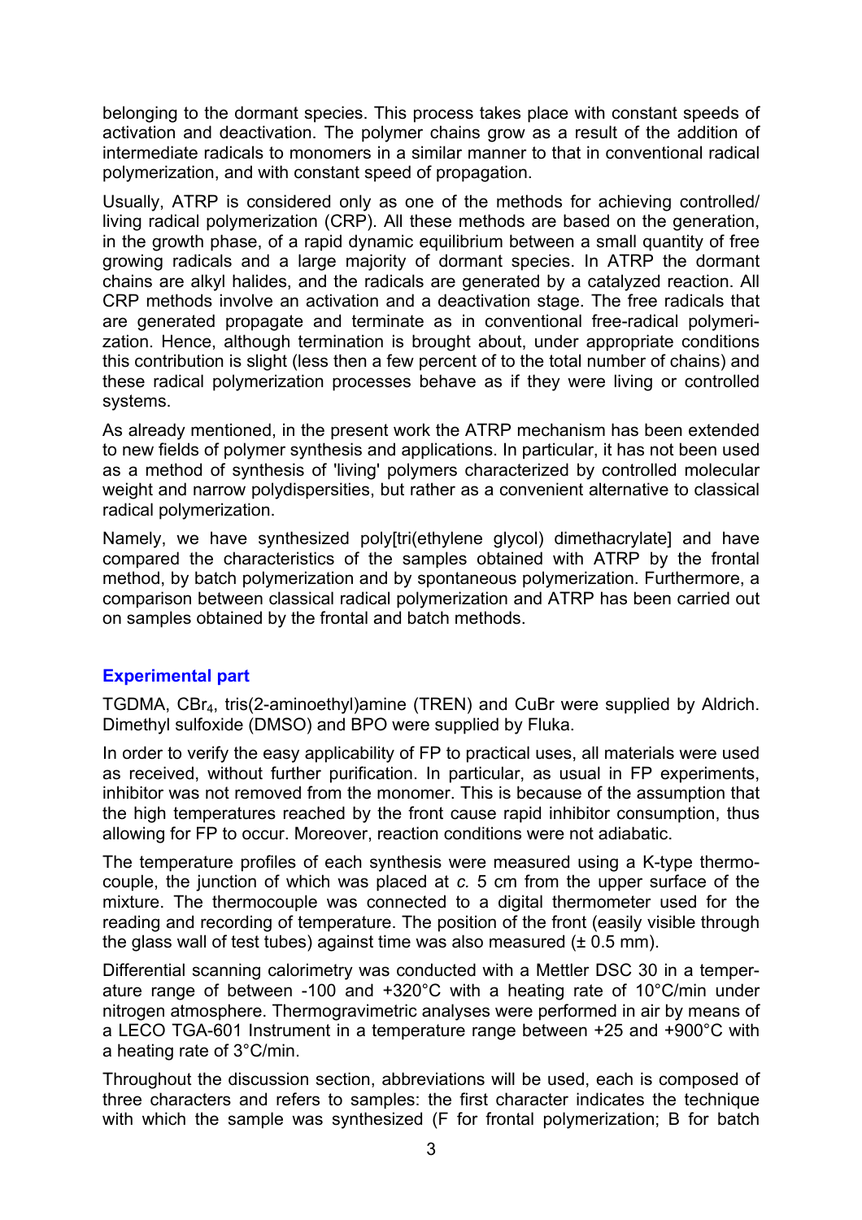belonging to the dormant species. This process takes place with constant speeds of activation and deactivation. The polymer chains grow as a result of the addition of intermediate radicals to monomers in a similar manner to that in conventional radical polymerization, and with constant speed of propagation.

Usually, ATRP is considered only as one of the methods for achieving controlled/ living radical polymerization (CRP). All these methods are based on the generation, in the growth phase, of a rapid dynamic equilibrium between a small quantity of free growing radicals and a large majority of dormant species. In ATRP the dormant chains are alkyl halides, and the radicals are generated by a catalyzed reaction. All CRP methods involve an activation and a deactivation stage. The free radicals that are generated propagate and terminate as in conventional free-radical polymerization. Hence, although termination is brought about, under appropriate conditions this contribution is slight (less then a few percent of to the total number of chains) and these radical polymerization processes behave as if they were living or controlled systems.

As already mentioned, in the present work the ATRP mechanism has been extended to new fields of polymer synthesis and applications. In particular, it has not been used as a method of synthesis of 'living' polymers characterized by controlled molecular weight and narrow polydispersities, but rather as a convenient alternative to classical radical polymerization.

Namely, we have synthesized poly[tri(ethylene glycol) dimethacrylate] and have compared the characteristics of the samples obtained with ATRP by the frontal method, by batch polymerization and by spontaneous polymerization. Furthermore, a comparison between classical radical polymerization and ATRP has been carried out on samples obtained by the frontal and batch methods.

## Experimental part

TGDMA, $CBr_4$, tris(2-aminoethyl)amine (TREN) and CuBr were supplied by Aldrich. Dimethyl sulfoxide (DMSO) and BPO were supplied by Fluka.

In order to verify the easy applicability of FP to practical uses, all materials were used as received, without further purification. In particular, as usual in FP experiments, inhibitor was not removed from the monomer. This is because of the assumption that the high temperatures reached by the front cause rapid inhibitor consumption, thus allowing for FP to occur. Moreover, reaction conditions were not adiabatic.

The temperature profiles of each synthesis were measured using a K-type thermocouple, the junction of which was placed at *c.* 5 cm from the upper surface of the mixture. The thermocouple was connected to a digital thermometer used for the reading and recording of temperature. The position of the front (easily visible through the glass wall of test tubes) against time was also measured (± 0.5 mm).

Differential scanning calorimetry was conducted with a Mettler DSC 30 in a temperature range of between -100 and +320°C with a heating rate of 10°C/min under nitrogen atmosphere. Thermogravimetric analyses were performed in air by means of a LECO TGA-601 Instrument in a temperature range between +25 and +900°C with a heating rate of 3°C/min.

Throughout the discussion section, abbreviations will be used, each is composed of three characters and refers to samples: the first character indicates the technique with which the sample was synthesized (F for frontal polymerization; B for batch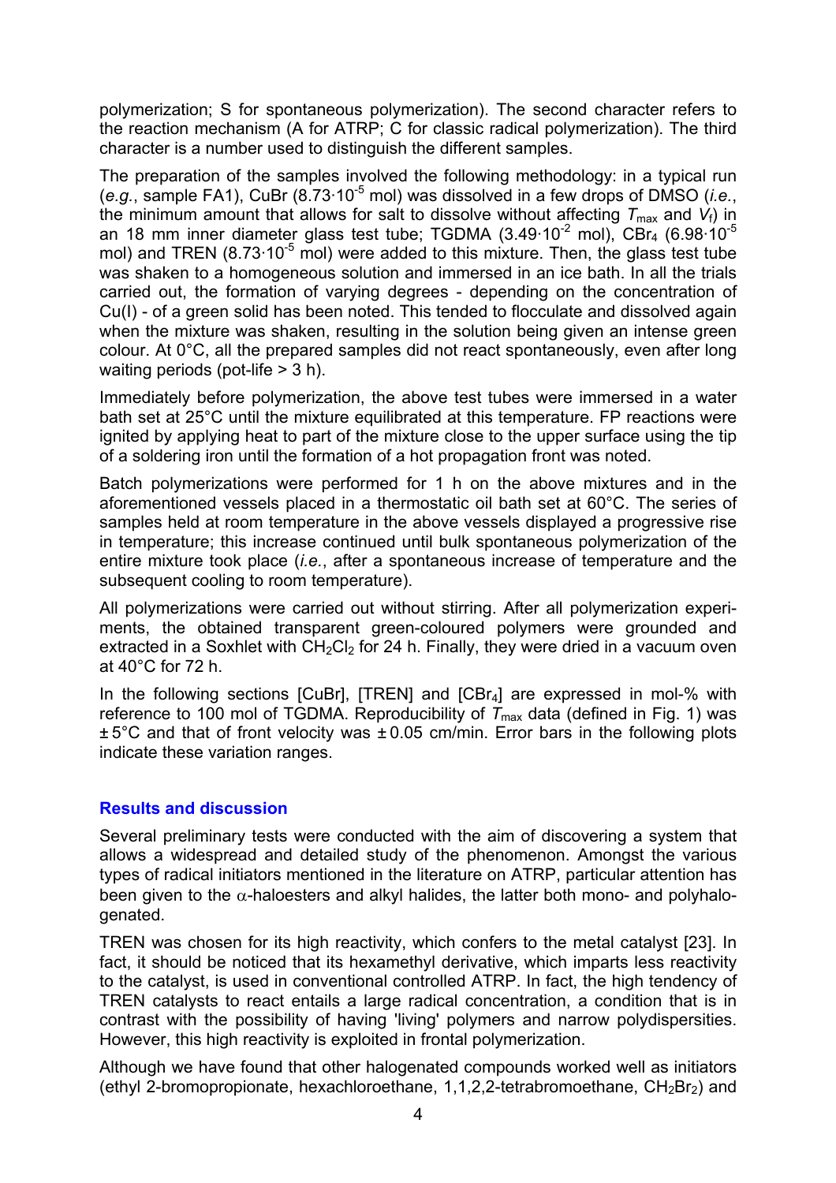polymerization; S for spontaneous polymerization). The second character refers to the reaction mechanism (A for ATRP; C for classic radical polymerization). The third character is a number used to distinguish the different samples.

The preparation of the samples involved the following methodology: in a typical run (*e.g.*, sample FA1), CuBr ($8.73 \cdot 10^{-5}$ mol) was dissolved in a few drops of DMSO (*i.e.*, the minimum amount that allows for salt to dissolve without affecting $T_{max}$ and $V_f$) in an 18 mm inner diameter glass test tube; TGDMA ($3.49 \cdot 10^{-2}$ mol), $CBr_4$ ($6.98 \cdot 10^{-5}$ mol) and TREN ($8.73 \cdot 10^{-5}$ mol) were added to this mixture. Then, the glass test tube was shaken to a homogeneous solution and immersed in an ice bath. In all the trials carried out, the formation of varying degrees - depending on the concentration of Cu(I) - of a green solid has been noted. This tended to flocculate and dissolved again when the mixture was shaken, resulting in the solution being given an intense green colour. At 0°C, all the prepared samples did not react spontaneously, even after long waiting periods (pot-life > 3 h).

Immediately before polymerization, the above test tubes were immersed in a water bath set at 25°C until the mixture equilibrated at this temperature. FP reactions were ignited by applying heat to part of the mixture close to the upper surface using the tip of a soldering iron until the formation of a hot propagation front was noted.

Batch polymerizations were performed for 1 h on the above mixtures and in the aforementioned vessels placed in a thermostatic oil bath set at 60°C. The series of samples held at room temperature in the above vessels displayed a progressive rise in temperature; this increase continued until bulk spontaneous polymerization of the entire mixture took place (*i.e.*, after a spontaneous increase of temperature and the subsequent cooling to room temperature).

All polymerizations were carried out without stirring. After all polymerization experiments, the obtained transparent green-coloured polymers were grounded and extracted in a Soxhlet with $CH_2Cl_2$ for 24 h. Finally, they were dried in a vacuum oven at 40°C for 72 h.

In the following sections [CuBr], [TREN] and [$CBr_4$] are expressed in mol-% with reference to 100 mol of TGDMA. Reproducibility of $T_{max}$ data (defined in Fig. 1) was ± 5°C and that of front velocity was ± 0.05 cm/min. Error bars in the following plots indicate these variation ranges.

## Results and discussion

Several preliminary tests were conducted with the aim of discovering a system that allows a widespread and detailed study of the phenomenon. Amongst the various types of radical initiators mentioned in the literature on ATRP, particular attention has been given to the $\alpha$-haloesters and alkyl halides, the latter both mono- and polyhalogenated.

TREN was chosen for its high reactivity, which confers to the metal catalyst [23]. In fact, it should be noticed that its hexamethyl derivative, which imparts less reactivity to the catalyst, is used in conventional controlled ATRP. In fact, the high tendency of TREN catalysts to react entails a large radical concentration, a condition that is in contrast with the possibility of having 'living' polymers and narrow polydispersities. However, this high reactivity is exploited in frontal polymerization.

Although we have found that other halogenated compounds worked well as initiators (ethyl 2-bromopropionate, hexachloroethane, 1,1,2,2-tetrabromoethane, $CH_2Br_2$) and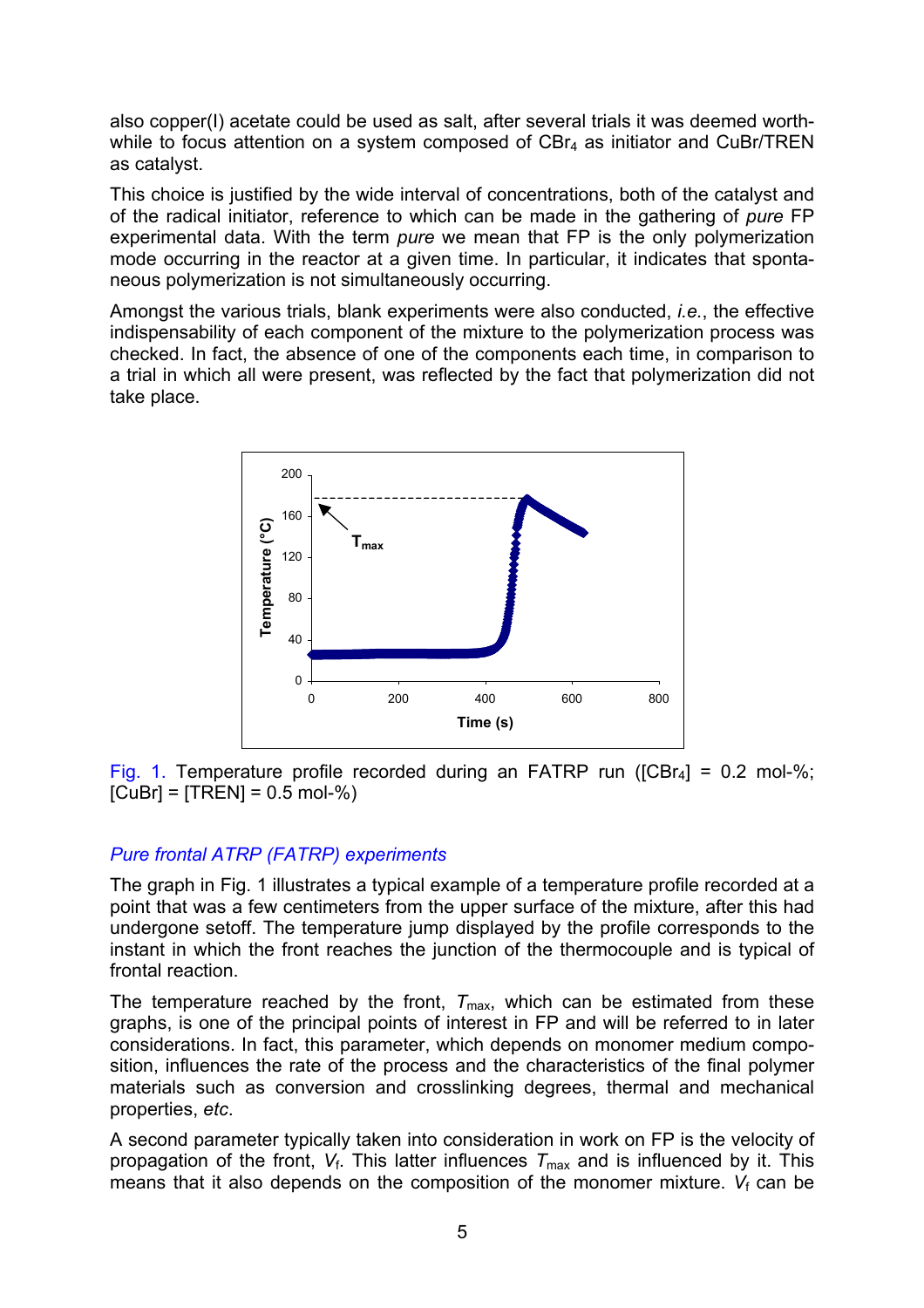also copper(I) acetate could be used as salt, after several trials it was deemed worthwhile to focus attention on a system composed of $CBr_4$ as initiator and CuBr/TREN as catalyst.

This choice is justified by the wide interval of concentrations, both of the catalyst and of the radical initiator, reference to which can be made in the gathering of *pure* FP experimental data. With the term *pure* we mean that FP is the only polymerization mode occurring in the reactor at a given time. In particular, it indicates that spontaneous polymerization is not simultaneously occurring.

Amongst the various trials, blank experiments were also conducted, *i.e.*, the effective indispensability of each component of the mixture to the polymerization process was checked. In fact, the absence of one of the components each time, in comparison to a trial in which all were present, was reflected by the fact that polymerization did not take place.

Fig. 1. Temperature profile recorded during an FATRP run ($[CBr_4]$ = 0.2 mol-%; [CuBr] = [TREN] = 0.5 mol-%)

### *Pure frontal ATRP (FATRP) experiments*

The graph in Fig. 1 illustrates a typical example of a temperature profile recorded at a point that was a few centimeters from the upper surface of the mixture, after this had undergone setoff. The temperature jump displayed by the profile corresponds to the instant in which the front reaches the junction of the thermocouple and is typical of frontal reaction.

The temperature reached by the front, $T_{max}$, which can be estimated from these graphs, is one of the principal points of interest in FP and will be referred to in later considerations. In fact, this parameter, which depends on monomer medium composition, influences the rate of the process and the characteristics of the final polymer materials such as conversion and crosslinking degrees, thermal and mechanical properties, *etc.*

A second parameter typically taken into consideration in work on FP is the velocity of propagation of the front, $V_f$. This latter influences $T_{max}$ and is influenced by it. This means that it also depends on the composition of the monomer mixture. $V_f$ can be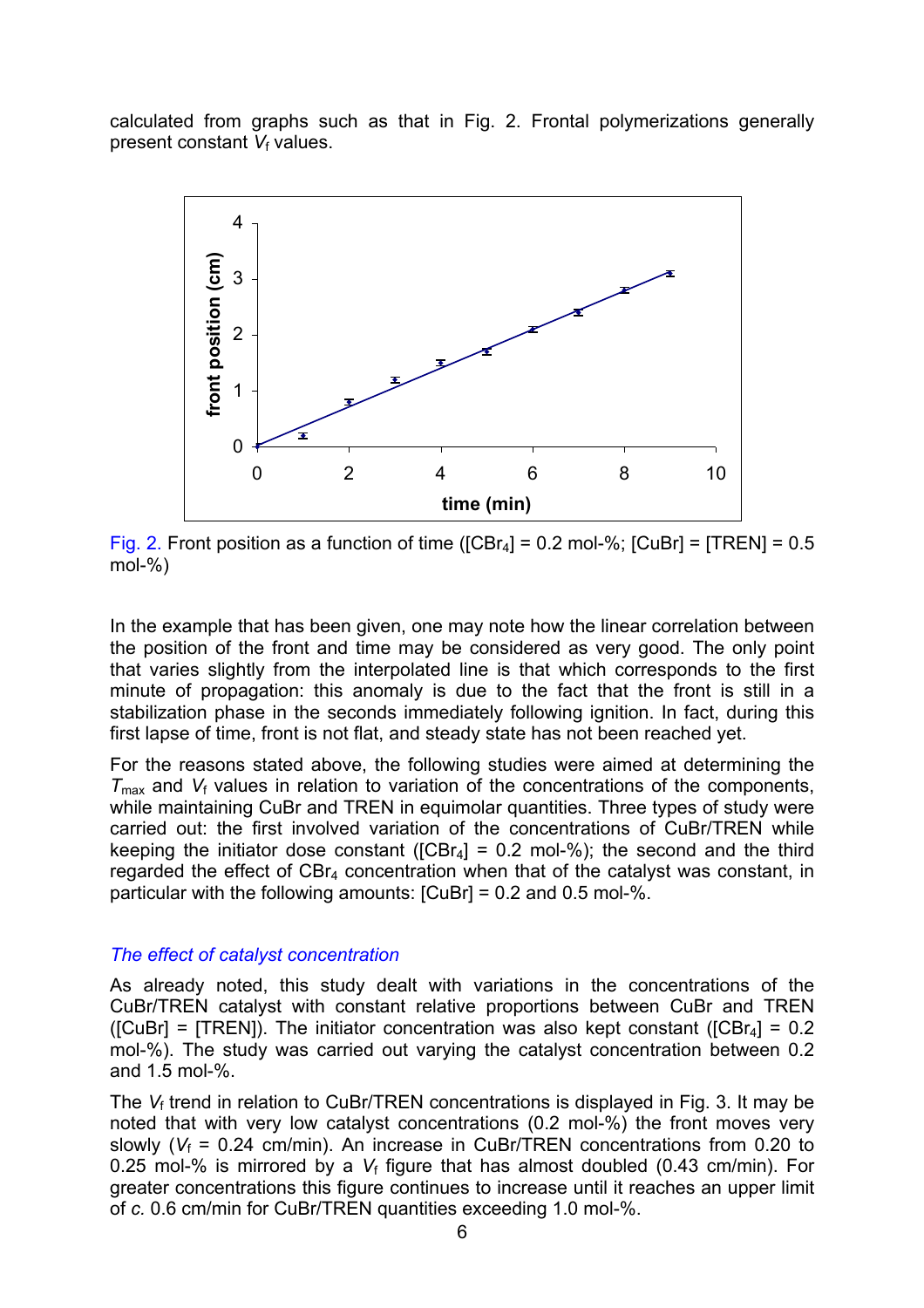calculated from graphs such as that in Fig. 2. Frontal polymerizations generally present constant $V_f$ values.

Fig. 2. Front position as a function of time ($[CBr_4]$ = 0.2 mol-%; [CuBr] = [TREN] = 0.5 mol-%)

In the example that has been given, one may note how the linear correlation between the position of the front and time may be considered as very good. The only point that varies slightly from the interpolated line is that which corresponds to the first minute of propagation: this anomaly is due to the fact that the front is still in a stabilization phase in the seconds immediately following ignition. In fact, during this first lapse of time, front is not flat, and steady state has not been reached yet.

For the reasons stated above, the following studies were aimed at determining the $T_{max}$ and $V_f$ values in relation to variation of the concentrations of the components, while maintaining CuBr and TREN in equimolar quantities. Three types of study were carried out: the first involved variation of the concentrations of CuBr/TREN while keeping the initiator dose constant ($[CBr_4]$ = 0.2 mol-%); the second and the third regarded the effect of $CBr_4$ concentration when that of the catalyst was constant, in particular with the following amounts: [CuBr] = 0.2 and 0.5 mol-%.

### *The effect of catalyst concentration*

As already noted, this study dealt with variations in the concentrations of the CuBr/TREN catalyst with constant relative proportions between CuBr and TREN ([CuBr] = [TREN]). The initiator concentration was also kept constant ($[CBr_4]$ = 0.2 mol-%). The study was carried out varying the catalyst concentration between 0.2 and 1.5 mol-%.

The $V_f$ trend in relation to CuBr/TREN concentrations is displayed in Fig. 3. It may be noted that with very low catalyst concentrations (0.2 mol-%) the front moves very slowly ($V_f$ = 0.24 cm/min). An increase in CuBr/TREN concentrations from 0.20 to 0.25 mol-% is mirrored by a $V_f$ figure that has almost doubled (0.43 cm/min). For greater concentrations this figure continues to increase until it reaches an upper limit of *c.* 0.6 cm/min for CuBr/TREN quantities exceeding 1.0 mol-%.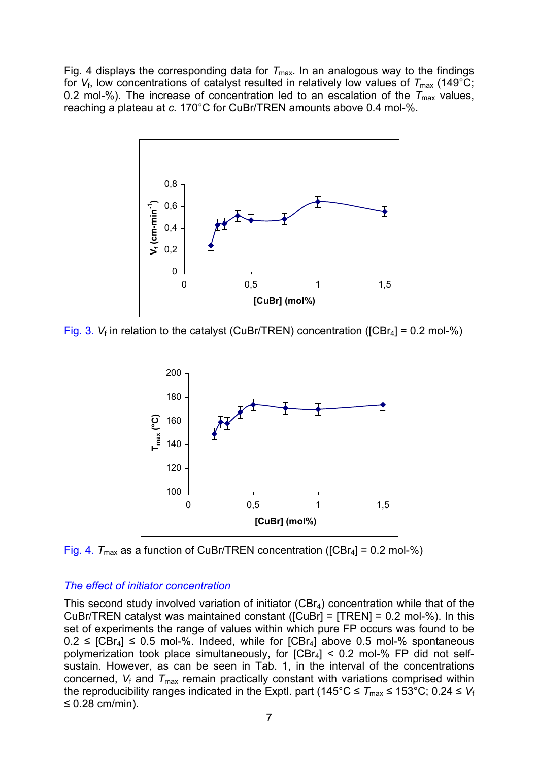Fig. 4 displays the corresponding data for $T_{max}$. In an analogous way to the findings for $V_f$, low concentrations of catalyst resulted in relatively low values of $T_{max}$ (149°C; 0.2 mol-%). The increase of concentration led to an escalation of the $T_{max}$ values, reaching a plateau at *c.* 170°C for CuBr/TREN amounts above 0.4 mol-%.

Fig. 3. $V_f$ in relation to the catalyst (CuBr/TREN) concentration ([$CBr_4$] = 0.2 mol-%)

Fig. 4. $T_{max}$ as a function of CuBr/TREN concentration ([$CBr_4$] = 0.2 mol-%)

### *The effect of initiator concentration*

This second study involved variation of initiator ($CBr_4$) concentration while that of the CuBr/TREN catalyst was maintained constant ([CuBr] = [TREN] = 0.2 mol-%). In this set of experiments the range of values within which pure FP occurs was found to be $0.2 \leq [CBr_4] \leq 0.5$ mol-%. Indeed, while for [$CBr_4$] above 0.5 mol-% spontaneous polymerization took place simultaneously, for [$CBr_4$] < 0.2 mol-% FP did not self-sustain. However, as can be seen in Tab. 1, in the interval of the concentrations concerned, $V_f$ and $T_{max}$ remain practically constant with variations comprised within the reproducibility ranges indicated in the Exptl. part (145°C ≤ $T_{max}$ ≤ 153°C; 0.24 ≤ $V_f$ ≤ 0.28 cm/min).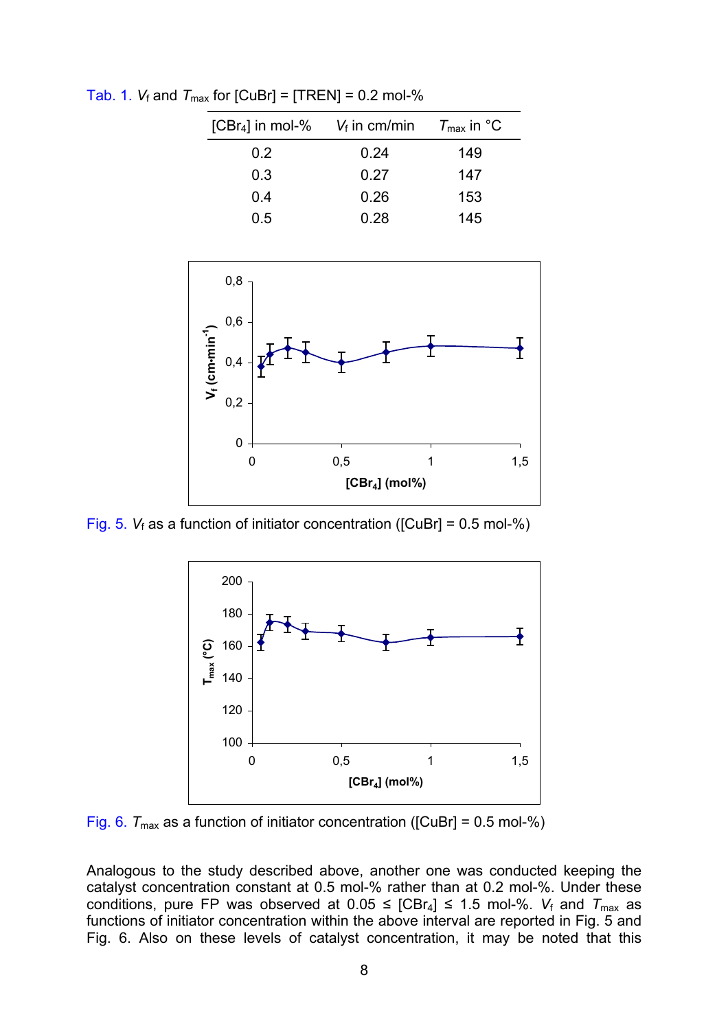Tab. 1. $V_f$ and $T_{max}$ for [CuBr] = [TREN] = 0.2 mol-%

| [$CBr_4$] in mol-% | $V_f$ in cm/min | $T_{max}$ in °C |
|---|---|---|
| 0.2 | 0.24 | 149 |
| 0.3 | 0.27 | 147 |
| 0.4 | 0.26 | 153 |
| 0.5 | 0.28 | 145 |

Fig. 5. $V_f$ as a function of initiator concentration ([CuBr] = 0.5 mol-%)

Fig. 6. $T_{max}$ as a function of initiator concentration ([CuBr] = 0.5 mol-%)

Analogous to the study described above, another one was conducted keeping the catalyst concentration constant at 0.5 mol-% rather than at 0.2 mol-%. Under these conditions, pure FP was observed at 0.05 ≤ [$CBr_4$] ≤ 1.5 mol-%. $V_f$ and $T_{max}$ as functions of initiator concentration within the above interval are reported in Fig. 5 and Fig. 6. Also on these levels of catalyst concentration, it may be noted that this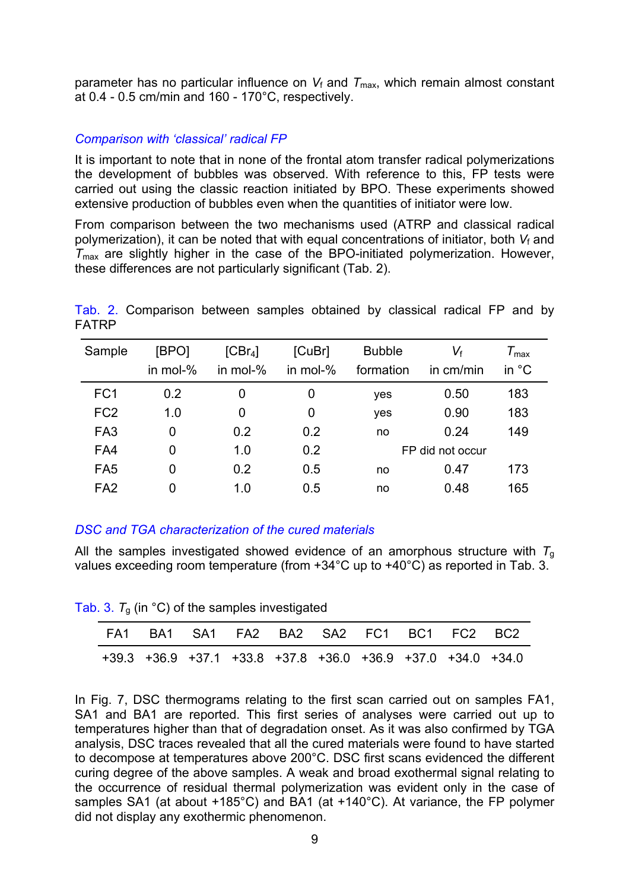parameter has no particular influence on $V_f$ and $T_{max}$, which remain almost constant at 0.4 - 0.5 cm/min and 160 - 170°C, respectively.

### *Comparison with 'classical' radical FP*

It is important to note that in none of the frontal atom transfer radical polymerizations the development of bubbles was observed. With reference to this, FP tests were carried out using the classic reaction initiated by BPO. These experiments showed extensive production of bubbles even when the quantities of initiator were low.

From comparison between the two mechanisms used (ATRP and classical radical polymerization), it can be noted that with equal concentrations of initiator, both $V_f$ and $T_{max}$ are slightly higher in the case of the BPO-initiated polymerization. However, these differences are not particularly significant (Tab. 2).

Tab. 2. Comparison between samples obtained by classical radical FP and by FATRP

| Sample | [BPO] in mol-% | [$CBr_4$] in mol-% | [CuBr] in mol-% | Bubble formation | $V_f$ in cm/min | $T_{max}$ in °C |
|---|---|---|---|---|---|---|
| FC1 | 0.2 | 0 | 0 | yes | 0.50 | 183 |
| FC2 | 1.0 | 0 | 0 | yes | 0.90 | 183 |
| FA3 | 0 | 0.2 | 0.2 | no | 0.24 | 149 |
| FA4 | 0 | 1.0 | 0.2 | FP did not occur | | |
| FA5 | 0 | 0.2 | 0.5 | no | 0.47 | 173 |
| FA2 | 0 | 1.0 | 0.5 | no | 0.48 | 165 |

### *DSC and TGA characterization of the cured materials*

All the samples investigated showed evidence of an amorphous structure with $T_g$ values exceeding room temperature (from +34°C up to +40°C) as reported in Tab. 3.

Tab. 3. $T_g$ (in °C) of the samples investigated

| FA1 | BA1 | SA1 | FA2 | BA2 | SA2 | FC1 | BC1 | FC2 | BC2 |
|---|---|---|---|---|---|---|---|---|---|
| +39.3 | +36.9 | +37.1 | +33.8 | +37.8 | +36.0 | +36.9 | +37.0 | +34.0 | +34.0 |

In Fig. 7, DSC thermograms relating to the first scan carried out on samples FA1, SA1 and BA1 are reported. This first series of analyses were carried out up to temperatures higher than that of degradation onset. As it was also confirmed by TGA analysis, DSC traces revealed that all the cured materials were found to have started to decompose at temperatures above 200°C. DSC first scans evidenced the different curing degree of the above samples. A weak and broad exothermal signal relating to the occurrence of residual thermal polymerization was evident only in the case of samples SA1 (at about +185°C) and BA1 (at +140°C). At variance, the FP polymer did not display any exothermic phenomenon.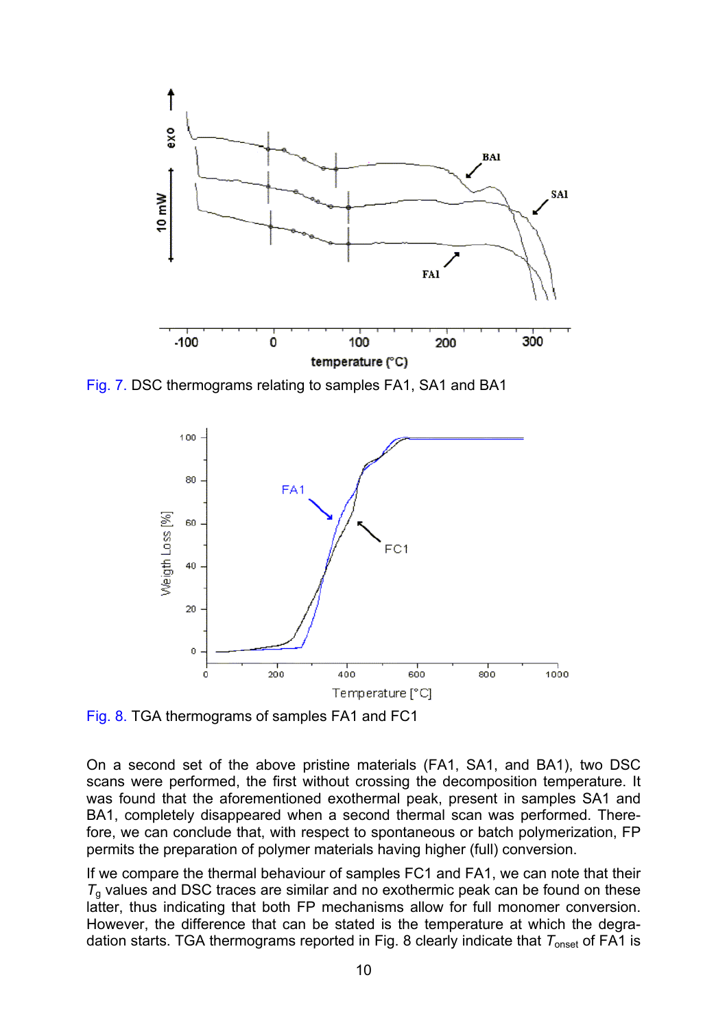Fig. 7. DSC thermograms relating to samples FA1, SA1 and BA1

Fig. 8. TGA thermograms of samples FA1 and FC1

On a second set of the above pristine materials (FA1, SA1, and BA1), two DSC scans were performed, the first without crossing the decomposition temperature. It was found that the aforementioned exothermal peak, present in samples SA1 and BA1, completely disappeared when a second thermal scan was performed. Therefore, we can conclude that, with respect to spontaneous or batch polymerization, FP permits the preparation of polymer materials having higher (full) conversion.

If we compare the thermal behaviour of samples FC1 and FA1, we can note that their $T_g$ values and DSC traces are similar and no exothermic peak can be found on these latter, thus indicating that both FP mechanisms allow for full monomer conversion. However, the difference that can be stated is the temperature at which the degradation starts. TGA thermograms reported in Fig. 8 clearly indicate that $T_{onset}$ of FA1 is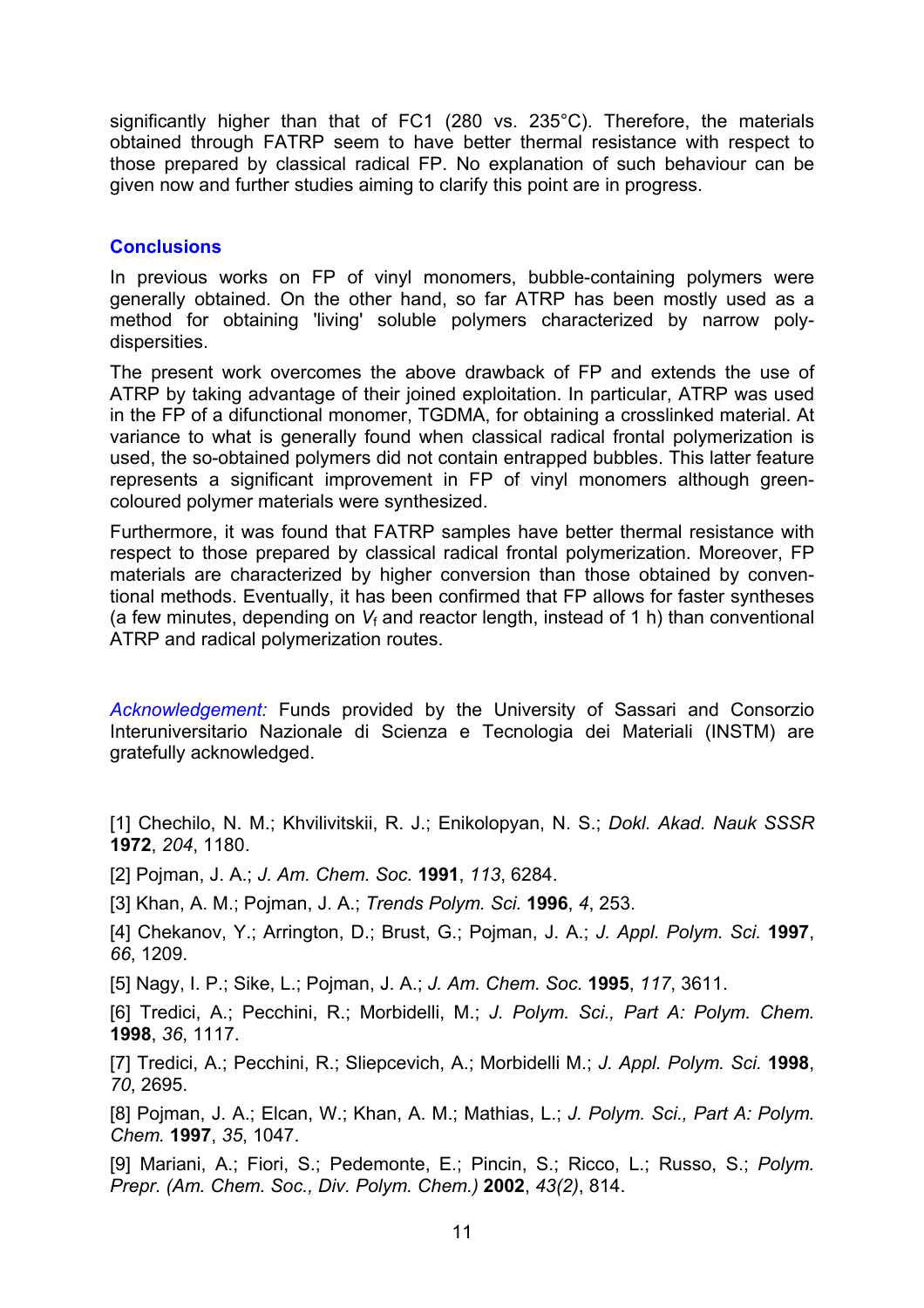significantly higher than that of FC1 (280 vs. 235°C). Therefore, the materials obtained through FATRP seem to have better thermal resistance with respect to those prepared by classical radical FP. No explanation of such behaviour can be given now and further studies aiming to clarify this point are in progress.

## Conclusions

In previous works on FP of vinyl monomers, bubble-containing polymers were generally obtained. On the other hand, so far ATRP has been mostly used as a method for obtaining 'living' soluble polymers characterized by narrow polydispersities.

The present work overcomes the above drawback of FP and extends the use of ATRP by taking advantage of their joined exploitation. In particular, ATRP was used in the FP of a difunctional monomer, TGDMA, for obtaining a crosslinked material. At variance to what is generally found when classical radical frontal polymerization is used, the so-obtained polymers did not contain entrapped bubbles. This latter feature represents a significant improvement in FP of vinyl monomers although green-coloured polymer materials were synthesized.

Furthermore, it was found that FATRP samples have better thermal resistance with respect to those prepared by classical radical frontal polymerization. Moreover, FP materials are characterized by higher conversion than those obtained by conventional methods. Eventually, it has been confirmed that FP allows for faster syntheses (a few minutes, depending on $V_f$ and reactor length, instead of 1 h) than conventional ATRP and radical polymerization routes.

*Acknowledgement:* Funds provided by the University of Sassari and Consorzio Interuniversitario Nazionale di Scienza e Tecnologia dei Materiali (INSTM) are gratefully acknowledged.

[1] Chechilo, N. M.; Khvilivitskii, R. J.; Enikolopyan, N. S.; *Dokl. Akad. Nauk SSSR* **1972**, *204*, 1180.

[2] Pojman, J. A.; *J. Am. Chem. Soc.* **1991**, *113*, 6284.

[3] Khan, A. M.; Pojman, J. A.; *Trends Polym. Sci.* **1996**, *4*, 253.

[4] Chekanov, Y.; Arrington, D.; Brust, G.; Pojman, J. A.; *J. Appl. Polym. Sci.* **1997**, *66*, 1209.

[5] Nagy, I. P.; Sike, L.; Pojman, J. A.; *J. Am. Chem. Soc.* **1995**, *117*, 3611.

[6] Tredici, A.; Pecchini, R.; Morbidelli, M.; *J. Polym. Sci., Part A: Polym. Chem.* **1998**, *36*, 1117.

[7] Tredici, A.; Pecchini, R.; Sliepcevich, A.; Morbidelli M.; *J. Appl. Polym. Sci.* **1998**, *70*, 2695.

[8] Pojman, J. A.; Elcan, W.; Khan, A. M.; Mathias, L.; *J. Polym. Sci., Part A: Polym. Chem.* **1997**, *35*, 1047.

[9] Mariani, A.; Fiori, S.; Pedemonte, E.; Pincin, S.; Ricco, L.; Russo, S.; *Polym. Prepr. (Am. Chem. Soc., Div. Polym. Chem.)* **2002**, *43(2)*, 814.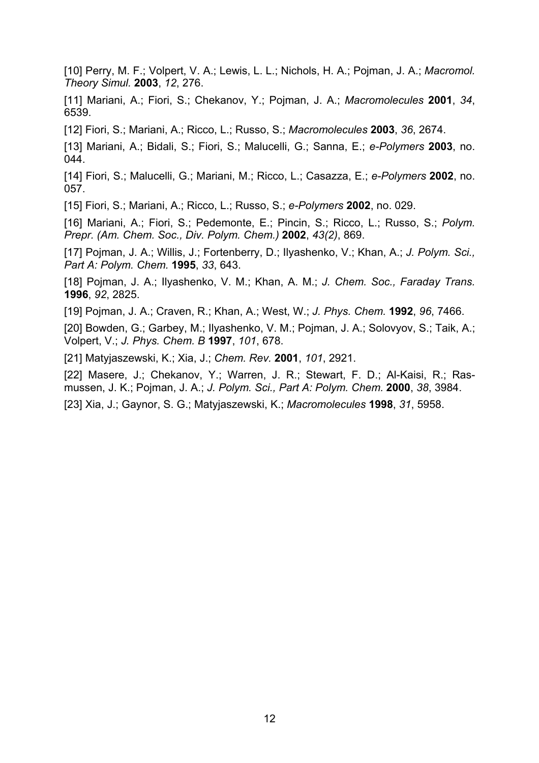[10] Perry, M. F.; Volpert, V. A.; Lewis, L. L.; Nichols, H. A.; Pojman, J. A.; *Macromol. Theory Simul.* **2003**, *12*, 276.

[11] Mariani, A.; Fiori, S.; Chekanov, Y.; Pojman, J. A.; *Macromolecules* **2001**, *34*, 6539.

[12] Fiori, S.; Mariani, A.; Ricco, L.; Russo, S.; *Macromolecules* **2003**, *36*, 2674.

[13] Mariani, A.; Bidali, S.; Fiori, S.; Malucelli, G.; Sanna, E.; *e-Polymers* **2003**, no. 044.

[14] Fiori, S.; Malucelli, G.; Mariani, M.; Ricco, L.; Casazza, E.; *e-Polymers* **2002**, no. 057.

[15] Fiori, S.; Mariani, A.; Ricco, L.; Russo, S.; *e-Polymers* **2002**, no. 029.

[16] Mariani, A.; Fiori, S.; Pedemonte, E.; Pincin, S.; Ricco, L.; Russo, S.; *Polym. Prepr. (Am. Chem. Soc., Div. Polym. Chem.)* **2002**, *43(2)*, 869.

[17] Pojman, J. A.; Willis, J.; Fortenberry, D.; Ilyashenko, V.; Khan, A.; *J. Polym. Sci., Part A: Polym. Chem.* **1995**, *33*, 643.

[18] Pojman, J. A.; Ilyashenko, V. M.; Khan, A. M.; *J. Chem. Soc., Faraday Trans.* **1996**, *92*, 2825.

[19] Pojman, J. A.; Craven, R.; Khan, A.; West, W.; *J. Phys. Chem.* **1992**, *96*, 7466.

[20] Bowden, G.; Garbey, M.; Ilyashenko, V. M.; Pojman, J. A.; Solovyov, S.; Taik, A.; Volpert, V.; *J. Phys. Chem. B* **1997**, *101*, 678.

[21] Matyjaszewski, K.; Xia, J.; *Chem. Rev.* **2001**, *101*, 2921.

[22] Masere, J.; Chekanov, Y.; Warren, J. R.; Stewart, F. D.; Al-Kaisi, R.; Rasmussen, J. K.; Pojman, J. A.; *J. Polym. Sci., Part A: Polym. Chem.* **2000**, *38*, 3984.

[23] Xia, J.; Gaynor, S. G.; Matyjaszewski, K.; *Macromolecules* **1998**, *31*, 5958.